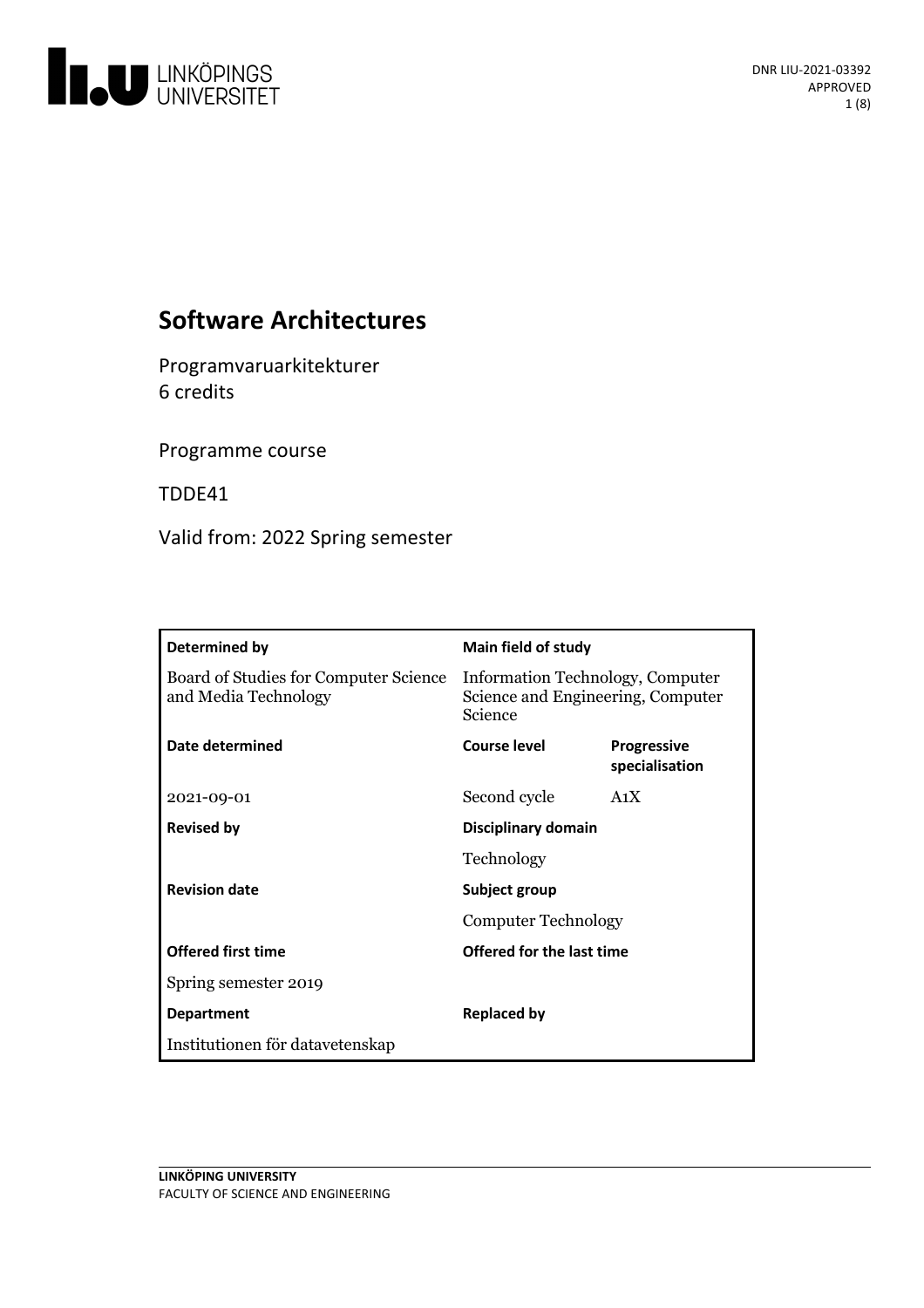# Software Architectures

Programvaruarkitekturer
6 credits

Programme course

TDDE41

Valid from: 2022 Spring semester

| Determined by | Main field of study | |
|---|---|---|
| Board of Studies for Computer Science and Media Technology | Information Technology, Computer Science and Engineering, Computer Science | |
| **Date determined** | **Course level** | **Progressive specialisation** |
| 2021-09-01 | Second cycle | A1X |
| **Revised by** | **Disciplinary domain** | |
| | Technology | |
| **Revision date** | **Subject group** | |
| | Computer Technology | |
| **Offered first time** | **Offered for the last time** | |
| Spring semester 2019 | | |
| **Department** | **Replaced by** | |
| Institutionen för datavetenskap | | |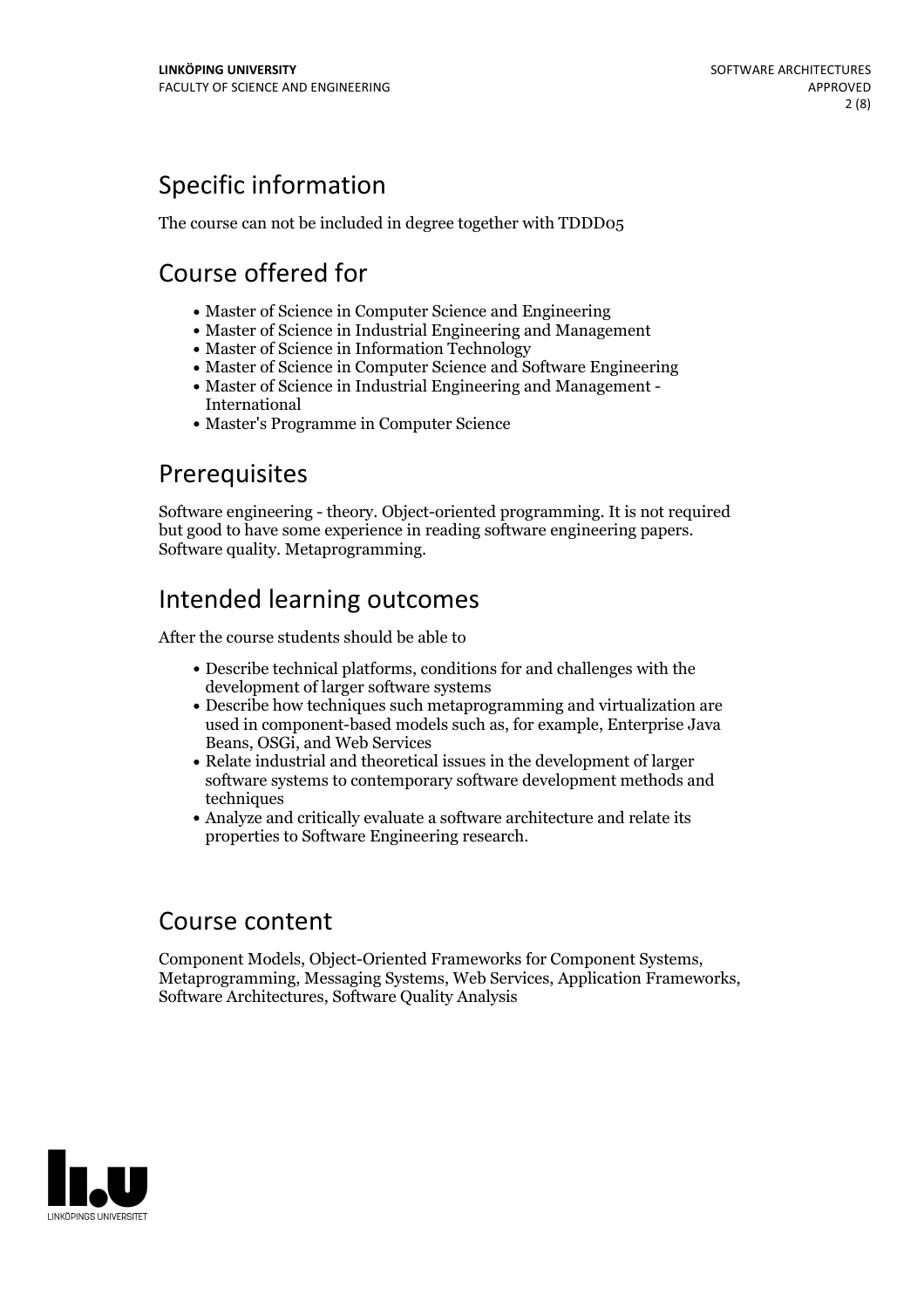## Specific information

The course can not be included in degree together with TDDD05

## Course offered for

- Master of Science in Computer Science and Engineering
- Master of Science in Industrial Engineering and Management
- Master of Science in Information Technology
- Master of Science in Computer Science and Software Engineering
- Master of Science in Industrial Engineering and Management - International
- Master's Programme in Computer Science

## Prerequisites

Software engineering - theory. Object-oriented programming. It is not required but good to have some experience in reading software engineering papers. Software quality. Metaprogramming.

## Intended learning outcomes

After the course students should be able to

- Describe technical platforms, conditions for and challenges with the development of larger software systems
- Describe how techniques such metaprogramming and virtualization are used in component-based models such as, for example, Enterprise Java Beans, OSGi, and Web Services
- Relate industrial and theoretical issues in the development of larger software systems to contemporary software development methods and techniques
- Analyze and critically evaluate a software architecture and relate its properties to Software Engineering research.

## Course content

Component Models, Object-Oriented Frameworks for Component Systems, Metaprogramming, Messaging Systems, Web Services, Application Frameworks, Software Architectures, Software Quality Analysis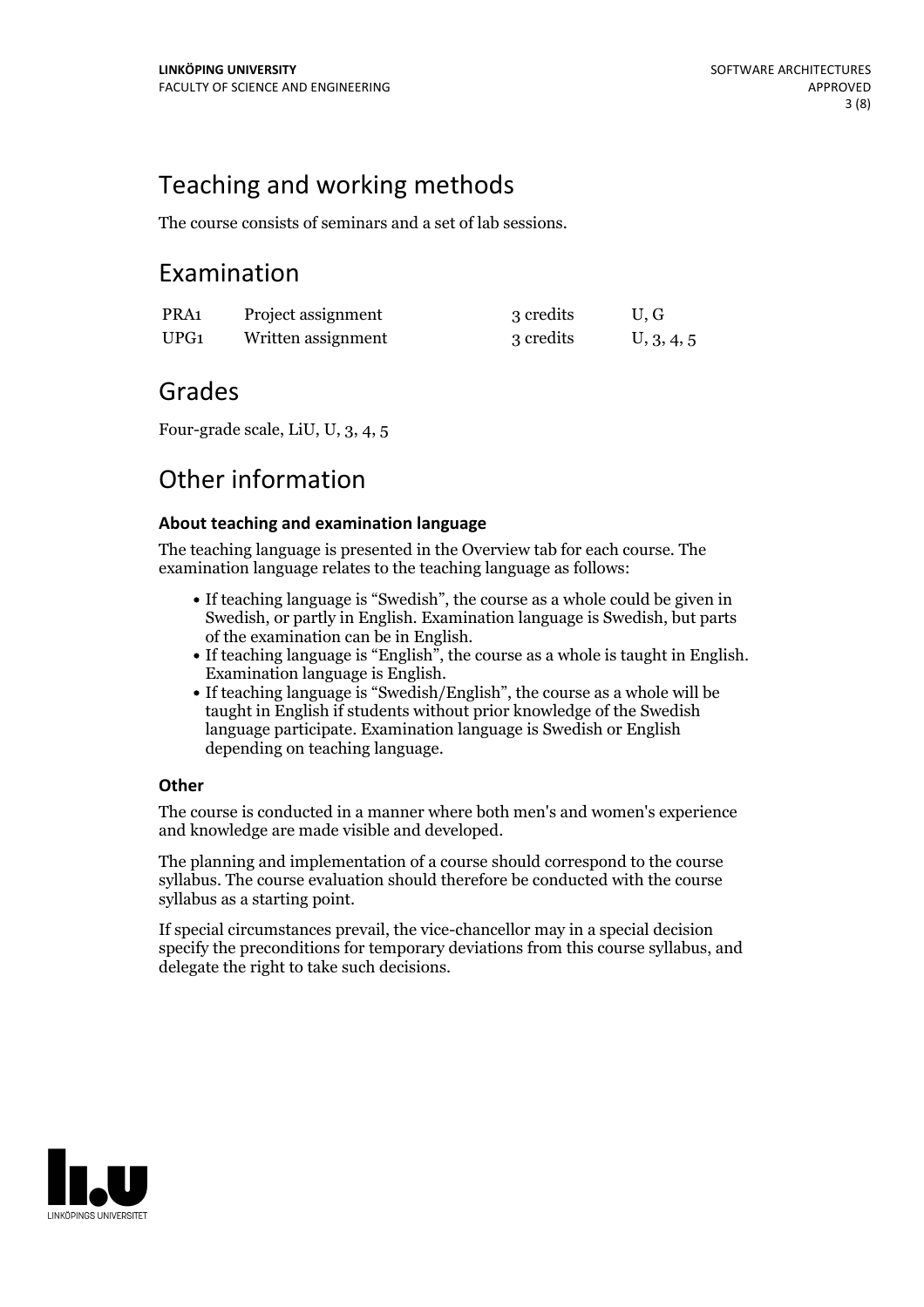## Teaching and working methods

The course consists of seminars and a set of lab sessions.

## Examination

| | | | |
|---|---|---|---|
| PRA1 | Project assignment | 3 credits | U, G |
| UPG1 | Written assignment | 3 credits | U, 3, 4, 5 |

## Grades

Four-grade scale, LiU, U, 3, 4, 5

## Other information

### About teaching and examination language

The teaching language is presented in the Overview tab for each course. The examination language relates to the teaching language as follows:

- If teaching language is "Swedish", the course as a whole could be given in Swedish, or partly in English. Examination language is Swedish, but parts of the examination can be in English.
- If teaching language is "English", the course as a whole is taught in English. Examination language is English.
- If teaching language is "Swedish/English", the course as a whole will be taught in English if students without prior knowledge of the Swedish language participate. Examination language is Swedish or English depending on teaching language.

### Other

The course is conducted in a manner where both men's and women's experience and knowledge are made visible and developed.

The planning and implementation of a course should correspond to the course syllabus. The course evaluation should therefore be conducted with the course syllabus as a starting point.

If special circumstances prevail, the vice-chancellor may in a special decision specify the preconditions for temporary deviations from this course syllabus, and delegate the right to take such decisions.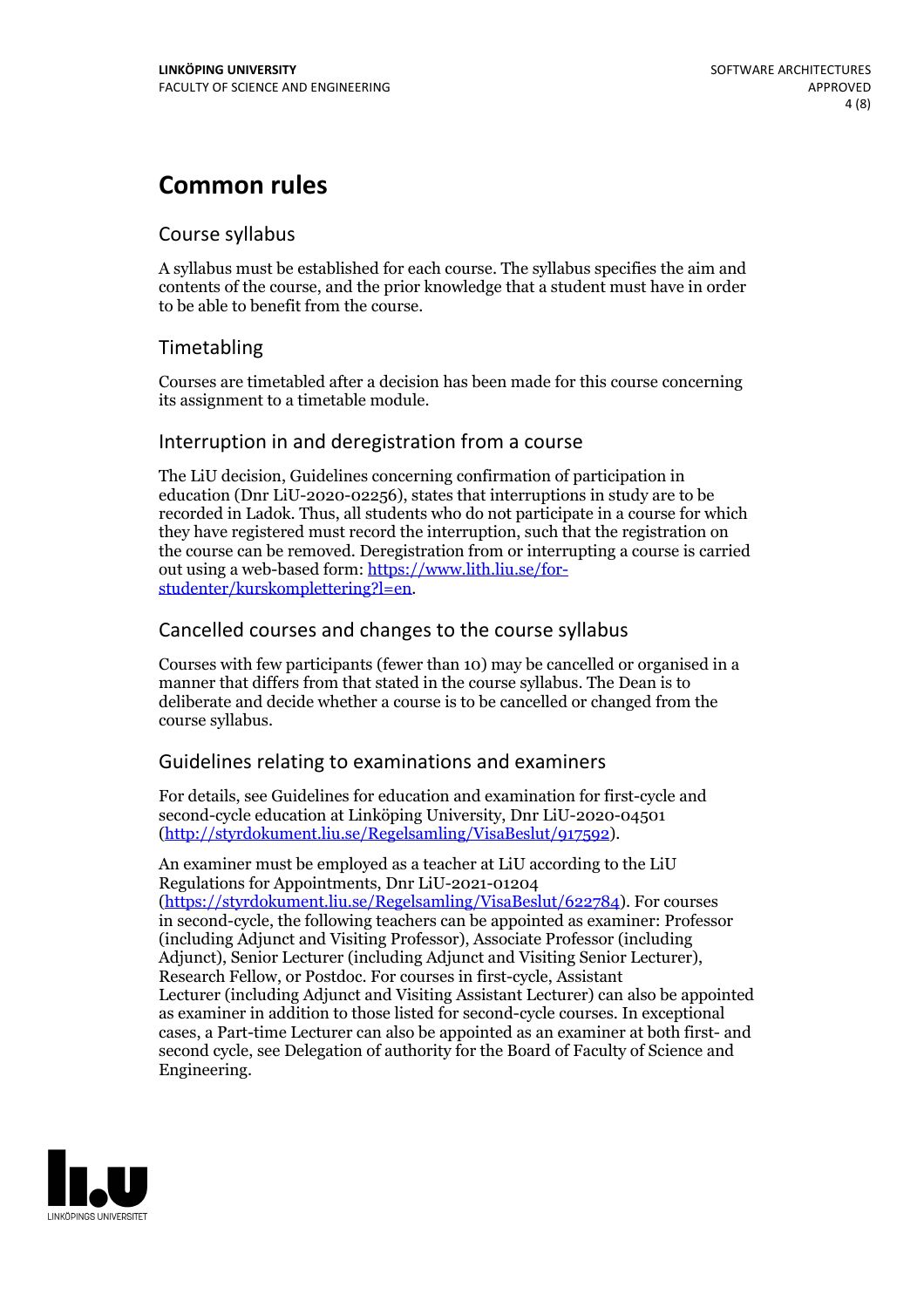# Common rules

## Course syllabus

A syllabus must be established for each course. The syllabus specifies the aim and contents of the course, and the prior knowledge that a student must have in order to be able to benefit from the course.

## Timetabling

Courses are timetabled after a decision has been made for this course concerning its assignment to a timetable module.

## Interruption in and deregistration from a course

The LiU decision, Guidelines concerning confirmation of participation in education (Dnr LiU-2020-02256), states that interruptions in study are to be recorded in Ladok. Thus, all students who do not participate in a course for which they have registered must record the interruption, such that the registration on the course can be removed. Deregistration from or interrupting a course is carried out using a web-based form: https://www.lith.liu.se/for-studenter/kurskomplettering?l=en.

## Cancelled courses and changes to the course syllabus

Courses with few participants (fewer than 10) may be cancelled or organised in a manner that differs from that stated in the course syllabus. The Dean is to deliberate and decide whether a course is to be cancelled or changed from the course syllabus.

## Guidelines relating to examinations and examiners

For details, see Guidelines for education and examination for first-cycle and second-cycle education at Linköping University, Dnr LiU-2020-04501 (http://styrdokument.liu.se/Regelsamling/VisaBeslut/917592).

An examiner must be employed as a teacher at LiU according to the LiU Regulations for Appointments, Dnr LiU-2021-01204 (https://styrdokument.liu.se/Regelsamling/VisaBeslut/622784). For courses in second-cycle, the following teachers can be appointed as examiner: Professor (including Adjunct and Visiting Professor), Associate Professor (including Adjunct), Senior Lecturer (including Adjunct and Visiting Senior Lecturer), Research Fellow, or Postdoc. For courses in first-cycle, Assistant Lecturer (including Adjunct and Visiting Assistant Lecturer) can also be appointed as examiner in addition to those listed for second-cycle courses. In exceptional cases, a Part-time Lecturer can also be appointed as an examiner at both first- and second cycle, see Delegation of authority for the Board of Faculty of Science and Engineering.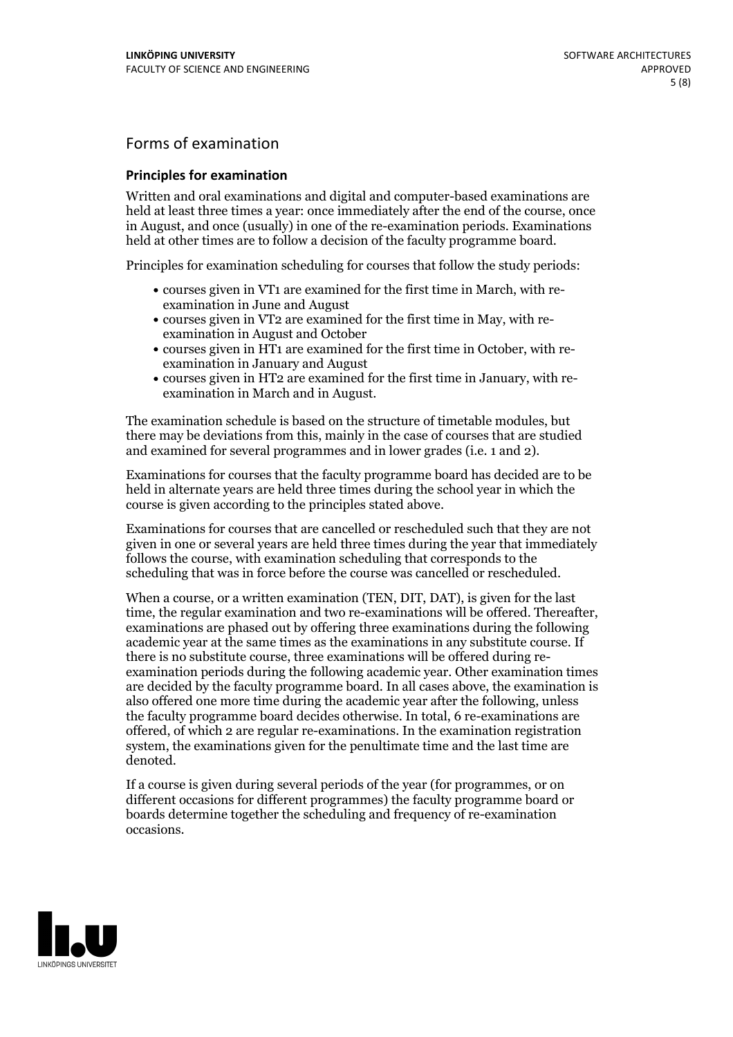## Forms of examination

### Principles for examination

Written and oral examinations and digital and computer-based examinations are held at least three times a year: once immediately after the end of the course, once in August, and once (usually) in one of the re-examination periods. Examinations held at other times are to follow a decision of the faculty programme board.

Principles for examination scheduling for courses that follow the study periods:

- courses given in VT1 are examined for the first time in March, with re-examination in June and August
- courses given in VT2 are examined for the first time in May, with re-examination in August and October
- courses given in HT1 are examined for the first time in October, with re-examination in January and August
- courses given in HT2 are examined for the first time in January, with re-examination in March and in August.

The examination schedule is based on the structure of timetable modules, but there may be deviations from this, mainly in the case of courses that are studied and examined for several programmes and in lower grades (i.e. 1 and 2).

Examinations for courses that the faculty programme board has decided are to be held in alternate years are held three times during the school year in which the course is given according to the principles stated above.

Examinations for courses that are cancelled or rescheduled such that they are not given in one or several years are held three times during the year that immediately follows the course, with examination scheduling that corresponds to the scheduling that was in force before the course was cancelled or rescheduled.

When a course, or a written examination (TEN, DIT, DAT), is given for the last time, the regular examination and two re-examinations will be offered. Thereafter, examinations are phased out by offering three examinations during the following academic year at the same times as the examinations in any substitute course. If there is no substitute course, three examinations will be offered during re-examination periods during the following academic year. Other examination times are decided by the faculty programme board. In all cases above, the examination is also offered one more time during the academic year after the following, unless the faculty programme board decides otherwise. In total, 6 re-examinations are offered, of which 2 are regular re-examinations. In the examination registration system, the examinations given for the penultimate time and the last time are denoted.

If a course is given during several periods of the year (for programmes, or on different occasions for different programmes) the faculty programme board or boards determine together the scheduling and frequency of re-examination occasions.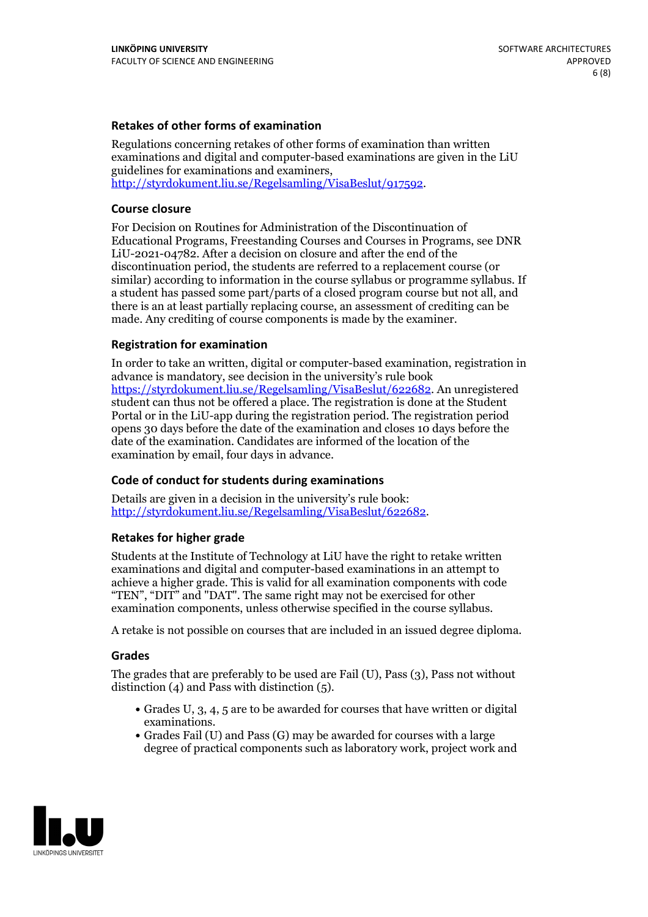### Retakes of other forms of examination

Regulations concerning retakes of other forms of examination than written examinations and digital and computer-based examinations are given in the LiU guidelines for examinations and examiners, http://styrdokument.liu.se/Regelsamling/VisaBeslut/917592.

### Course closure

For Decision on Routines for Administration of the Discontinuation of Educational Programs, Freestanding Courses and Courses in Programs, see DNR LiU-2021-04782. After a decision on closure and after the end of the discontinuation period, the students are referred to a replacement course (or similar) according to information in the course syllabus or programme syllabus. If a student has passed some part/parts of a closed program course but not all, and there is an at least partially replacing course, an assessment of crediting can be made. Any crediting of course components is made by the examiner.

### Registration for examination

In order to take an written, digital or computer-based examination, registration in advance is mandatory, see decision in the university's rule book https://styrdokument.liu.se/Regelsamling/VisaBeslut/622682. An unregistered student can thus not be offered a place. The registration is done at the Student Portal or in the LiU-app during the registration period. The registration period opens 30 days before the date of the examination and closes 10 days before the date of the examination. Candidates are informed of the location of the examination by email, four days in advance.

### Code of conduct for students during examinations

Details are given in a decision in the university's rule book: http://styrdokument.liu.se/Regelsamling/VisaBeslut/622682.

### Retakes for higher grade

Students at the Institute of Technology at LiU have the right to retake written examinations and digital and computer-based examinations in an attempt to achieve a higher grade. This is valid for all examination components with code "TEN", "DIT" and "DAT". The same right may not be exercised for other examination components, unless otherwise specified in the course syllabus.

A retake is not possible on courses that are included in an issued degree diploma.

### Grades

The grades that are preferably to be used are Fail (U), Pass (3), Pass not without distinction (4) and Pass with distinction (5).

- Grades U, 3, 4, 5 are to be awarded for courses that have written or digital examinations.
- Grades Fail (U) and Pass (G) may be awarded for courses with a large degree of practical components such as laboratory work, project work and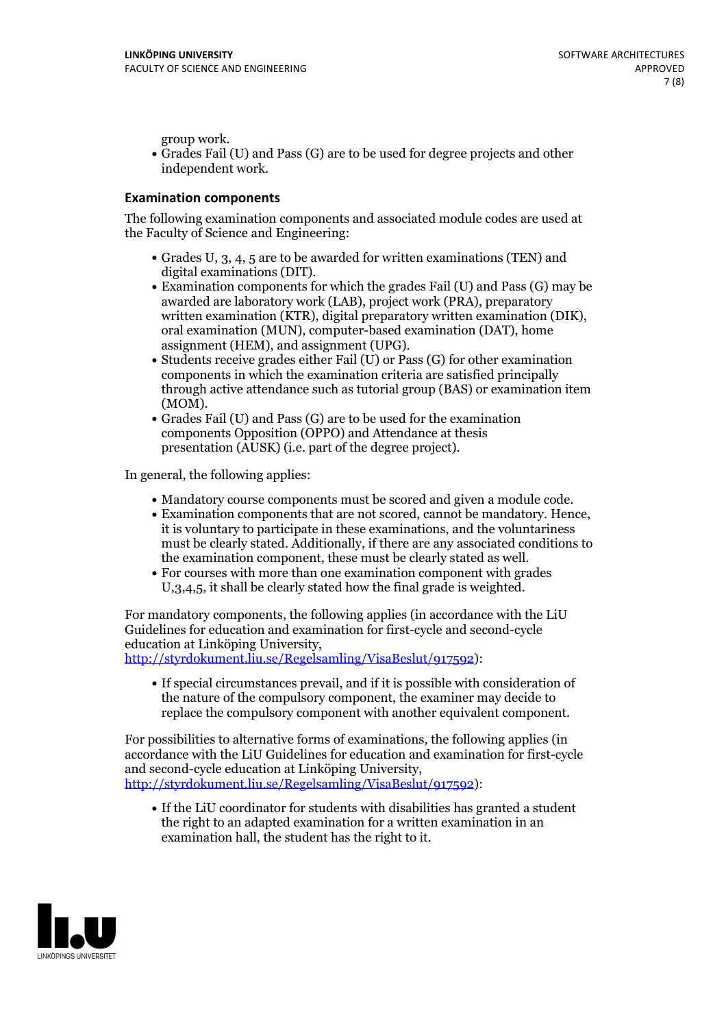group work.
- Grades Fail (U) and Pass (G) are to be used for degree projects and other independent work.

### Examination components

The following examination components and associated module codes are used at the Faculty of Science and Engineering:

- Grades U, 3, 4, 5 are to be awarded for written examinations (TEN) and digital examinations (DIT).
- Examination components for which the grades Fail (U) and Pass (G) may be awarded are laboratory work (LAB), project work (PRA), preparatory written examination (KTR), digital preparatory written examination (DIK), oral examination (MUN), computer-based examination (DAT), home assignment (HEM), and assignment (UPG).
- Students receive grades either Fail (U) or Pass (G) for other examination components in which the examination criteria are satisfied principally through active attendance such as tutorial group (BAS) or examination item (MOM).
- Grades Fail (U) and Pass (G) are to be used for the examination components Opposition (OPPO) and Attendance at thesis presentation (AUSK) (i.e. part of the degree project).

In general, the following applies:

- Mandatory course components must be scored and given a module code.
- Examination components that are not scored, cannot be mandatory. Hence, it is voluntary to participate in these examinations, and the voluntariness must be clearly stated. Additionally, if there are any associated conditions to the examination component, these must be clearly stated as well.
- For courses with more than one examination component with grades U,3,4,5, it shall be clearly stated how the final grade is weighted.

For mandatory components, the following applies (in accordance with the LiU Guidelines for education and examination for first-cycle and second-cycle education at Linköping University, http://styrdokument.liu.se/Regelsamling/VisaBeslut/917592):

- If special circumstances prevail, and if it is possible with consideration of the nature of the compulsory component, the examiner may decide to replace the compulsory component with another equivalent component.

For possibilities to alternative forms of examinations, the following applies (in accordance with the LiU Guidelines for education and examination for first-cycle and second-cycle education at Linköping University, http://styrdokument.liu.se/Regelsamling/VisaBeslut/917592):

- If the LiU coordinator for students with disabilities has granted a student the right to an adapted examination for a written examination in an examination hall, the student has the right to it.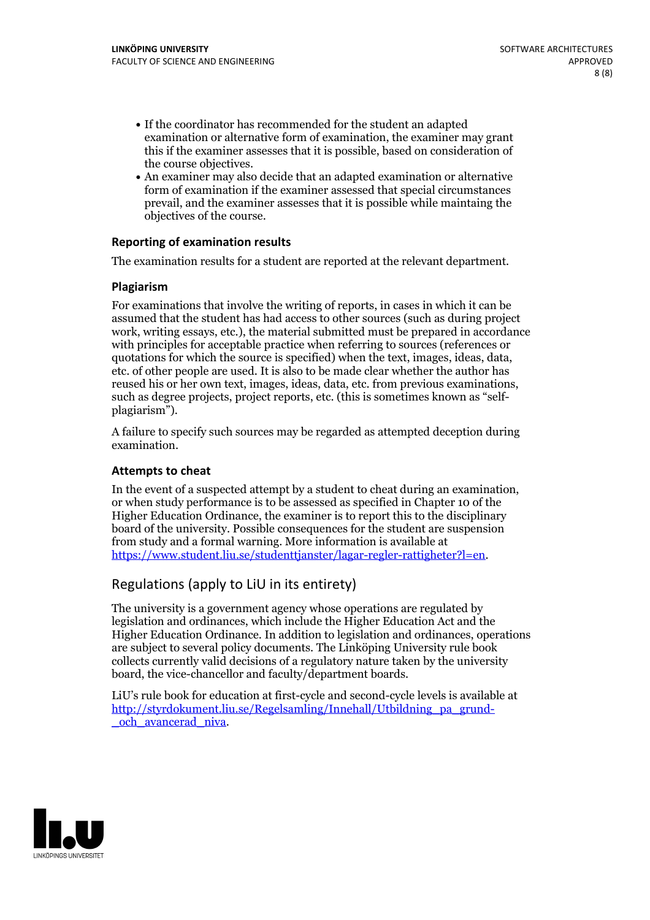- If the coordinator has recommended for the student an adapted examination or alternative form of examination, the examiner may grant this if the examiner assesses that it is possible, based on consideration of the course objectives.
- An examiner may also decide that an adapted examination or alternative form of examination if the examiner assessed that special circumstances prevail, and the examiner assesses that it is possible while maintaing the objectives of the course.

### Reporting of examination results

The examination results for a student are reported at the relevant department.

### Plagiarism

For examinations that involve the writing of reports, in cases in which it can be assumed that the student has had access to other sources (such as during project work, writing essays, etc.), the material submitted must be prepared in accordance with principles for acceptable practice when referring to sources (references or quotations for which the source is specified) when the text, images, ideas, data, etc. of other people are used. It is also to be made clear whether the author has reused his or her own text, images, ideas, data, etc. from previous examinations, such as degree projects, project reports, etc. (this is sometimes known as "self-plagiarism").

A failure to specify such sources may be regarded as attempted deception during examination.

### Attempts to cheat

In the event of a suspected attempt by a student to cheat during an examination, or when study performance is to be assessed as specified in Chapter 10 of the Higher Education Ordinance, the examiner is to report this to the disciplinary board of the university. Possible consequences for the student are suspension from study and a formal warning. More information is available at https://www.student.liu.se/studenttjanster/lagar-regler-rattigheter?l=en.

## Regulations (apply to LiU in its entirety)

The university is a government agency whose operations are regulated by legislation and ordinances, which include the Higher Education Act and the Higher Education Ordinance. In addition to legislation and ordinances, operations are subject to several policy documents. The Linköping University rule book collects currently valid decisions of a regulatory nature taken by the university board, the vice-chancellor and faculty/department boards.

LiU's rule book for education at first-cycle and second-cycle levels is available at http://styrdokument.liu.se/Regelsamling/Innehall/Utbildning_pa_grund-_och_avancerad_niva.